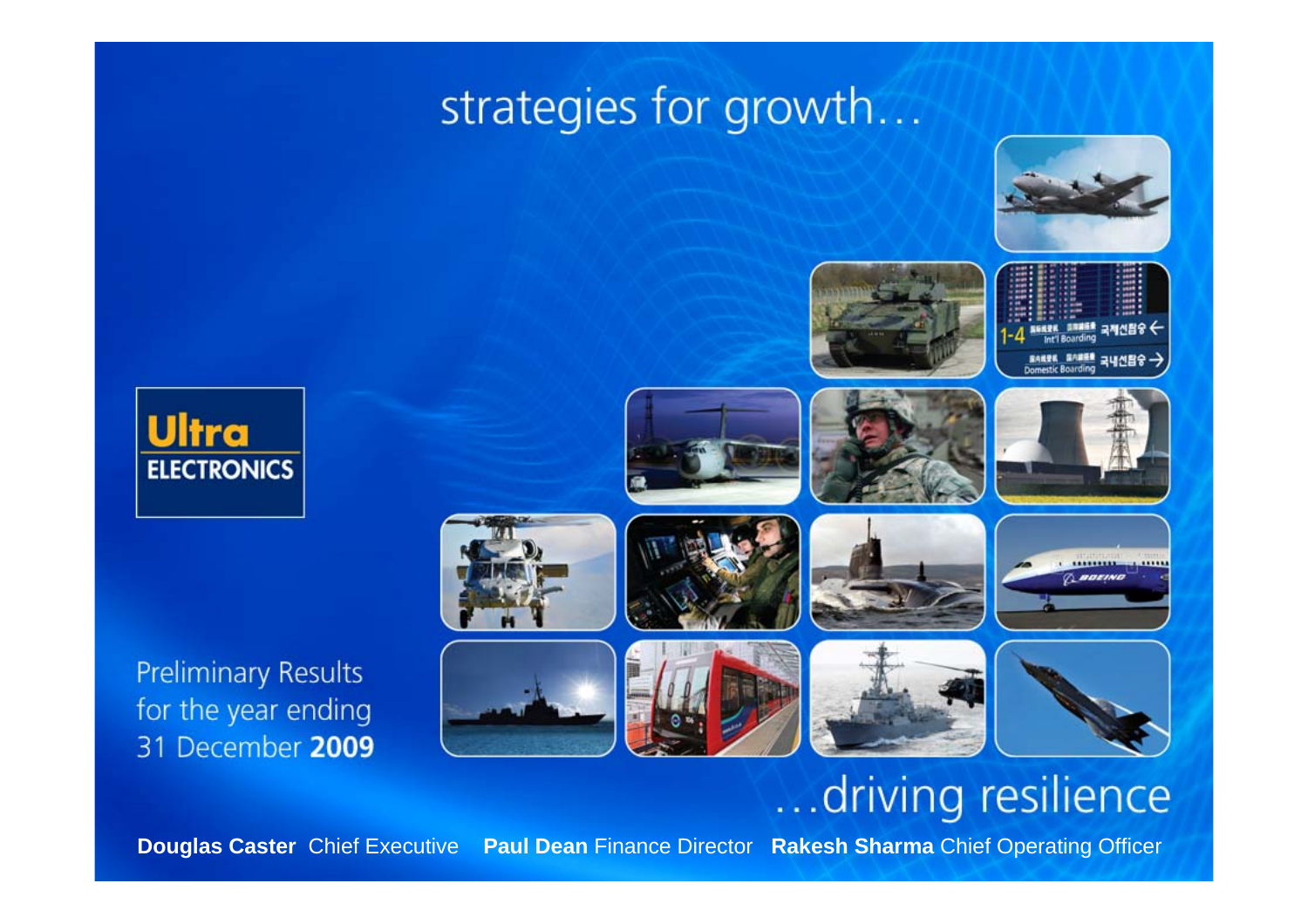# strategies for growth…

**Ultra ELECTRONICS**

Preliminary Results for the year ending 31 December **2009**

…driving resilience

**Douglas Caster** Chief Executive **Paul Dean** Finance Director **Rakesh Sharma** Chief Operating Officer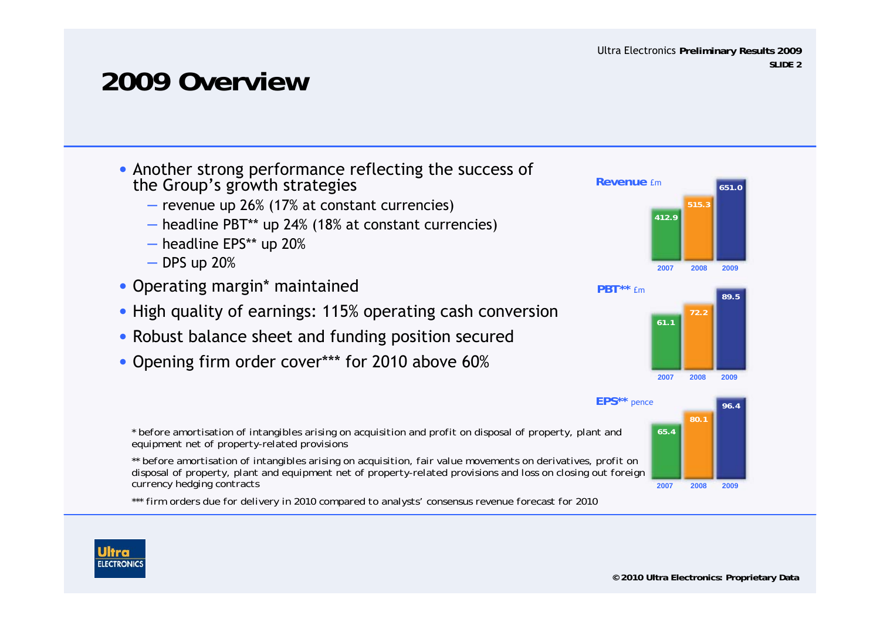# 2009 Overview

- Another strong performance reflecting the success of the Group's growth strategies
  - revenue up 26% (17% at constant currencies)
  - headline PBT** up 24% (18% at constant currencies)
  - headline EPS** up 20%
  - DPS up 20%
- Operating margin* maintained
- High quality of earnings: 115% operating cash conversion
- Robust balance sheet and funding position secured
- Opening firm order cover*** for 2010 above 60%

**Revenue** £m

| 2007 | 2008 | 2009 |
| --- | --- | --- |
| 412.9 | 515.3 | 651.0 |

**PBT**** £m

| 2007 | 2008 | 2009 |
| --- | --- | --- |
| 61.1 | 72.2 | 89.5 |

**EPS**** pence

| 2007 | 2008 | 2009 |
| --- | --- | --- |
| 65.4 | 80.1 | 96.4 |

* before amortisation of intangibles arising on acquisition and profit on disposal of property, plant and equipment net of property-related provisions

** before amortisation of intangibles arising on acquisition, fair value movements on derivatives, profit on disposal of property, plant and equipment net of property-related provisions and loss on closing out foreign currency hedging contracts

*** firm orders due for delivery in 2010 compared to analysts' consensus revenue forecast for 2010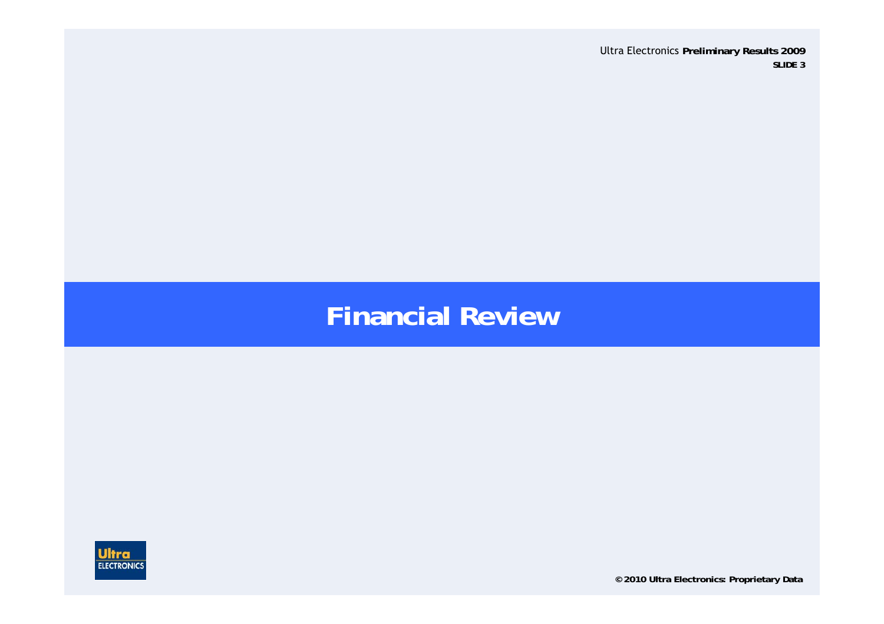# Financial Review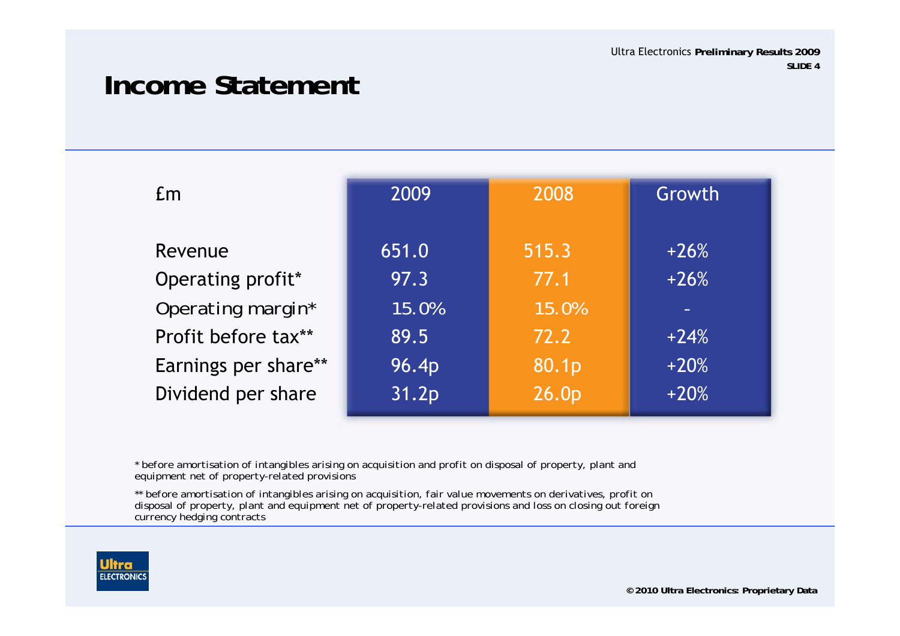# Income Statement

| £m | 2009 | 2008 | Growth |
|---|---|---|---|
| Revenue | 651.0 | 515.3 | +26% |
| Operating profit* | 97.3 | 77.1 | +26% |
| Operating margin* | 15.0% | 15.0% | - |
| Profit before tax** | 89.5 | 72.2 | +24% |
| Earnings per share** | 96.4p | 80.1p | +20% |
| Dividend per share | 31.2p | 26.0p | +20% |

* before amortisation of intangibles arising on acquisition and profit on disposal of property, plant and equipment net of property-related provisions

** before amortisation of intangibles arising on acquisition, fair value movements on derivatives, profit on disposal of property, plant and equipment net of property-related provisions and loss on closing out foreign currency hedging contracts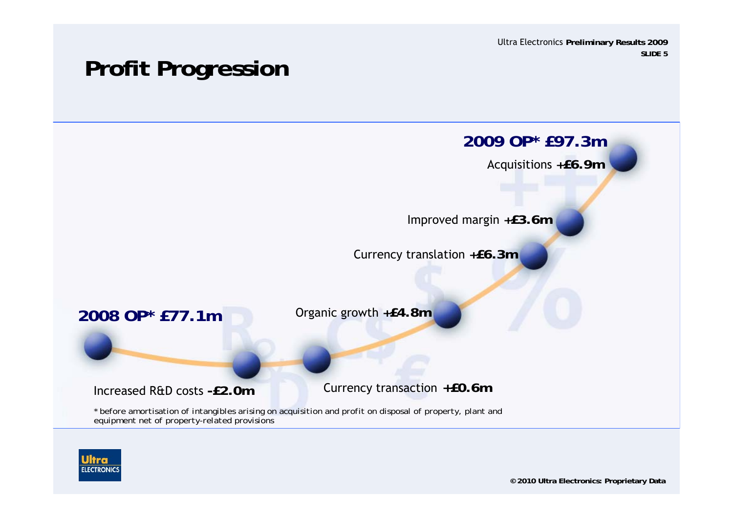# Profit Progression

**2008 OP* £77.1m**

Increased R&D costs **-£2.0m**

Currency transaction **+£0.6m**

Organic growth **+£4.8m**

Currency translation **+£6.3m**

Improved margin **+£3.6m**

Acquisitions **+£6.9m**

**2009 OP* £97.3m**

* before amortisation of intangibles arising on acquisition and profit on disposal of property, plant and equipment net of property-related provisions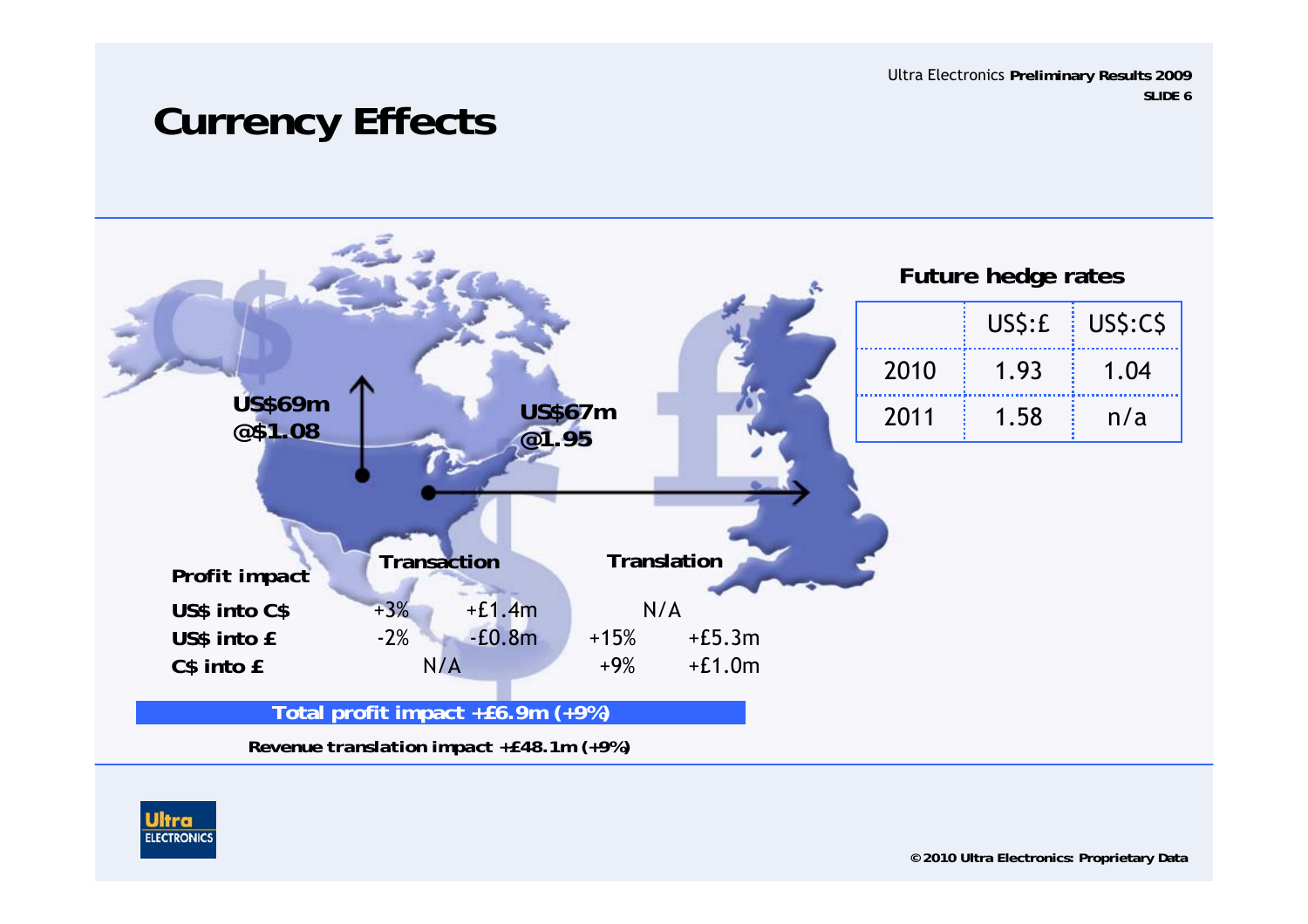# Currency Effects

US$69m
@$1.08

US$67m
@1.95

### Future hedge rates

| | US$:£ | US$:C$ |
|---|---|---|
| 2010 | 1.93 | 1.04 |
| 2011 | 1.58 | n/a |

| Profit impact | Transaction | | Translation | |
|---|---|---|---|---|
| **US$ into C$** | +3% | +£1.4m | N/A | |
| **US$ into £** | -2% | -£0.8m | +15% | +£5.3m |
| **C$ into £** | N/A | | +9% | +£1.0m |

**Total profit impact +£6.9m (+9%)**

**Revenue translation impact +£48.1m (+9%)**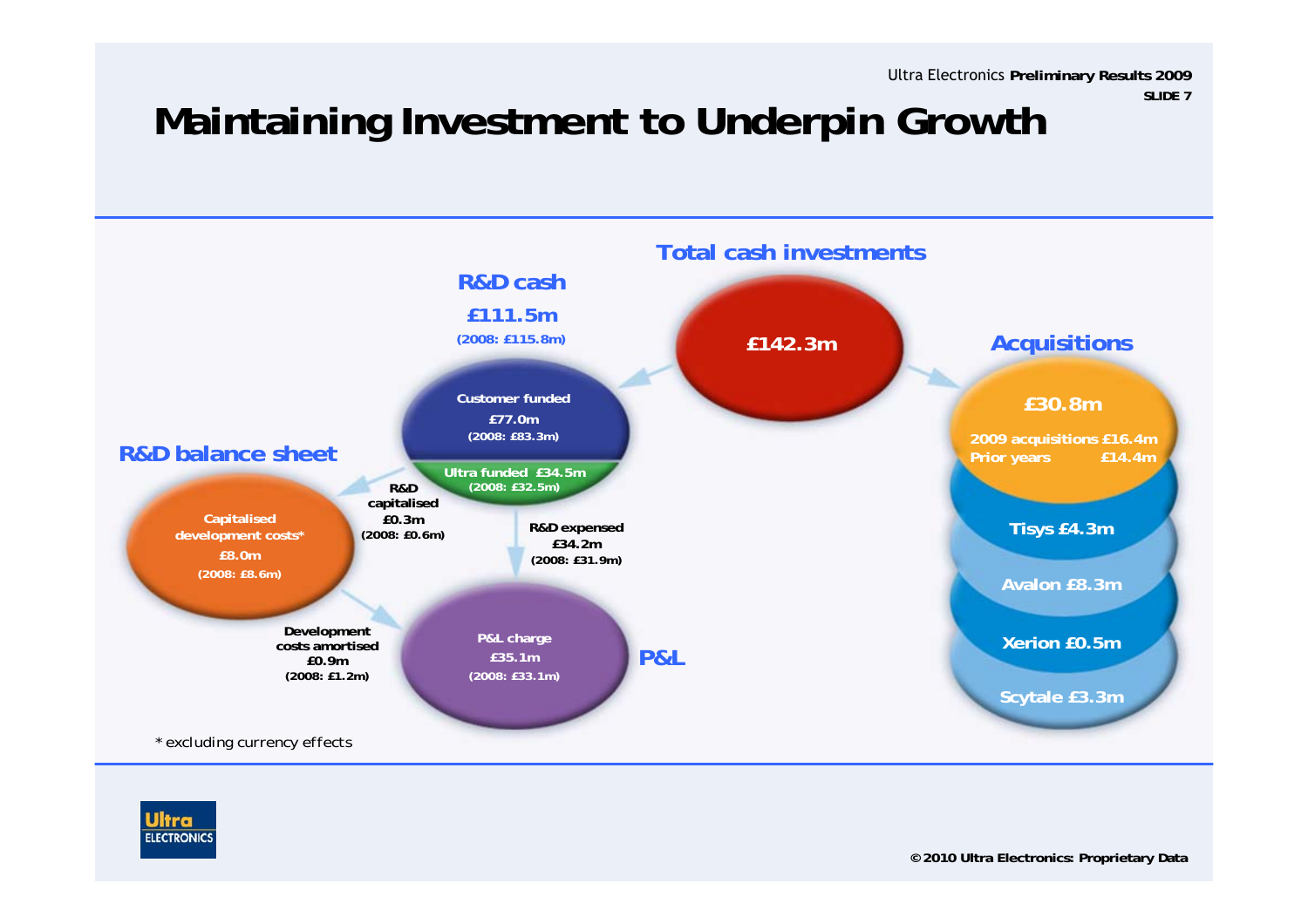# Maintaining Investment to Underpin Growth

**Total cash investments**

**£142.3m**

**R&D cash**

**£111.5m**

(2008: £115.8m)

- Customer funded £77.0m (2008: £83.3m)
- Ultra funded £34.5m (2008: £32.5m)

**R&D balance sheet**

Capitalised development costs* £8.0m (2008: £8.6m)

R&D capitalised £0.3m (2008: £0.6m)

R&D expensed £34.2m (2008: £31.9m)

Development costs amortised £0.9m (2008: £1.2m)

**P&L**

P&L charge £35.1m (2008: £33.1m)

**Acquisitions**

**£30.8m**

- 2009 acquisitions £16.4m
- Prior years £14.4m

- Tisys £4.3m
- Avalon £8.3m
- Xerion £0.5m
- Scytale £3.3m

* excluding currency effects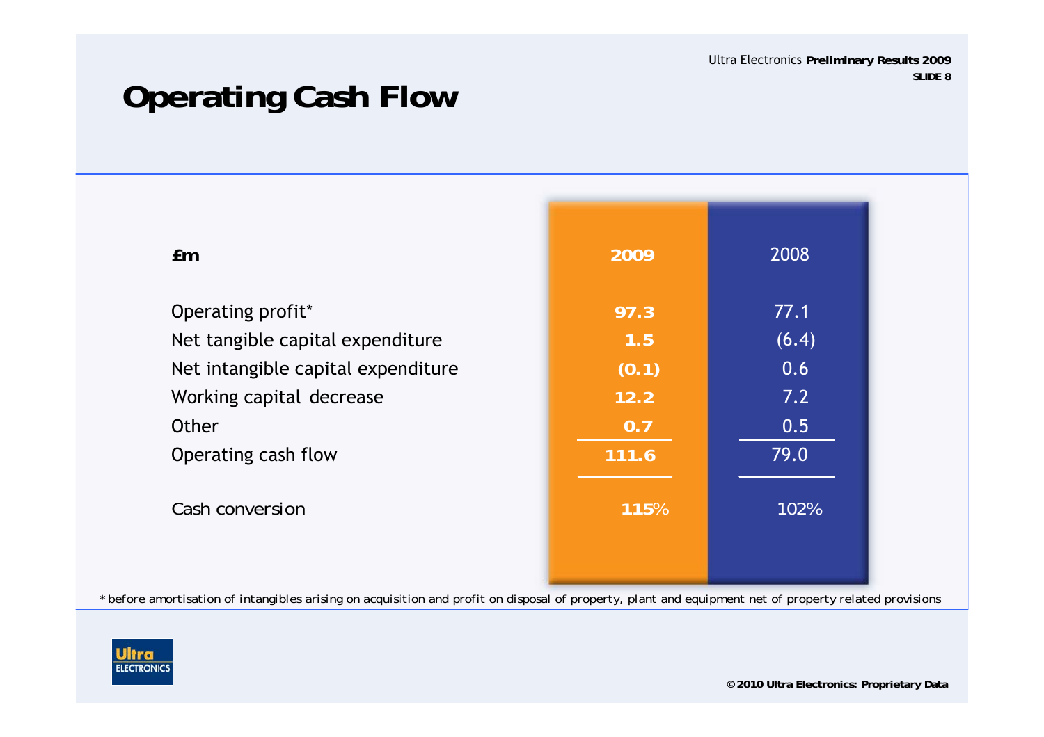# Operating Cash Flow

| £m | 2009 | 2008 |
|---|---|---|
| Operating profit* | 97.3 | 77.1 |
| Net tangible capital expenditure | 1.5 | (6.4) |
| Net intangible capital expenditure | (0.1) | 0.6 |
| Working capital decrease | 12.2 | 7.2 |
| Other | 0.7 | 0.5 |
| Operating cash flow | 111.6 | 79.0 |
| Cash conversion | 115% | 102% |

\* before amortisation of intangibles arising on acquisition and profit on disposal of property, plant and equipment net of property related provisions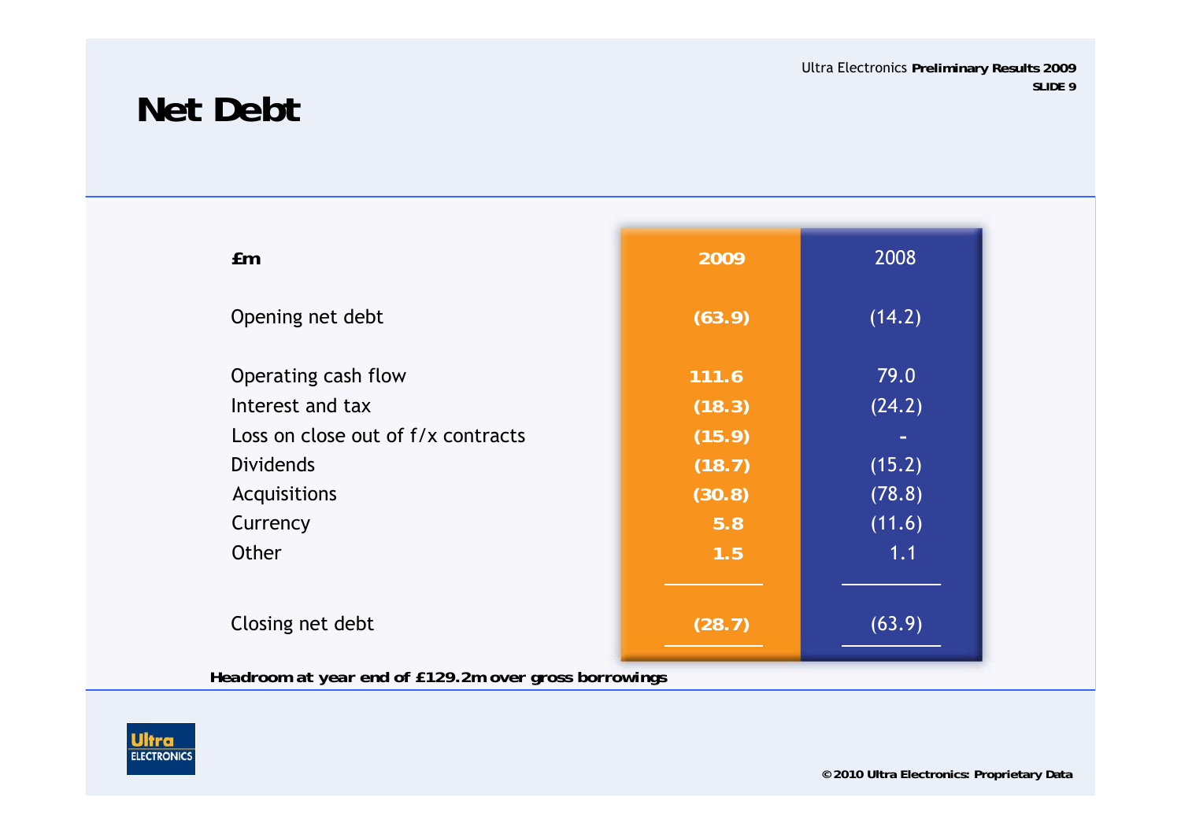# Net Debt

| £m | 2009 | 2008 |
|---|---|---|
| Opening net debt | (63.9) | (14.2) |
| Operating cash flow | 111.6 | 79.0 |
| Interest and tax | (18.3) | (24.2) |
| Loss on close out of f/x contracts | (15.9) | - |
| Dividends | (18.7) | (15.2) |
| Acquisitions | (30.8) | (78.8) |
| Currency | 5.8 | (11.6) |
| Other | 1.5 | 1.1 |
| Closing net debt | (28.7) | (63.9) |

**Headroom at year end of £129.2m over gross borrowings**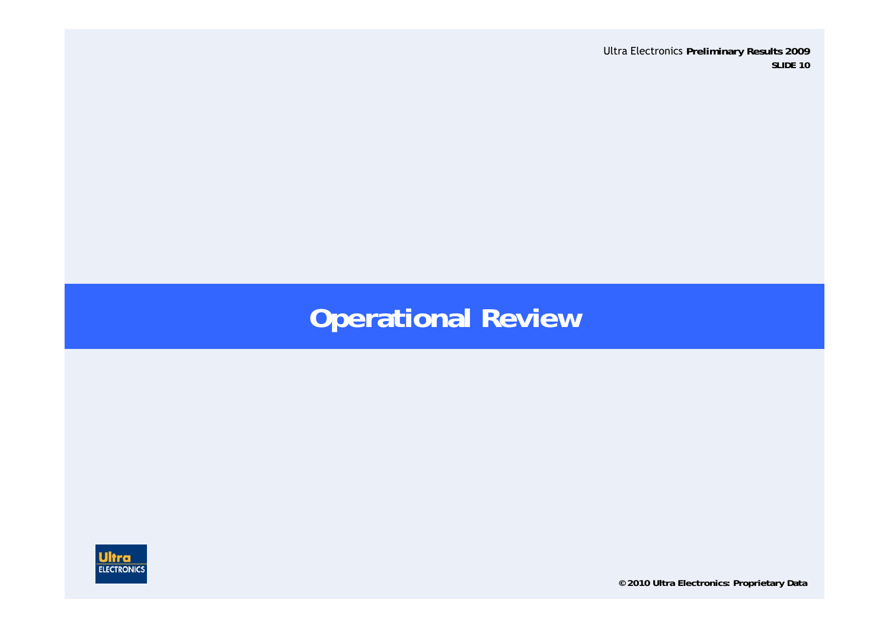# Operational Review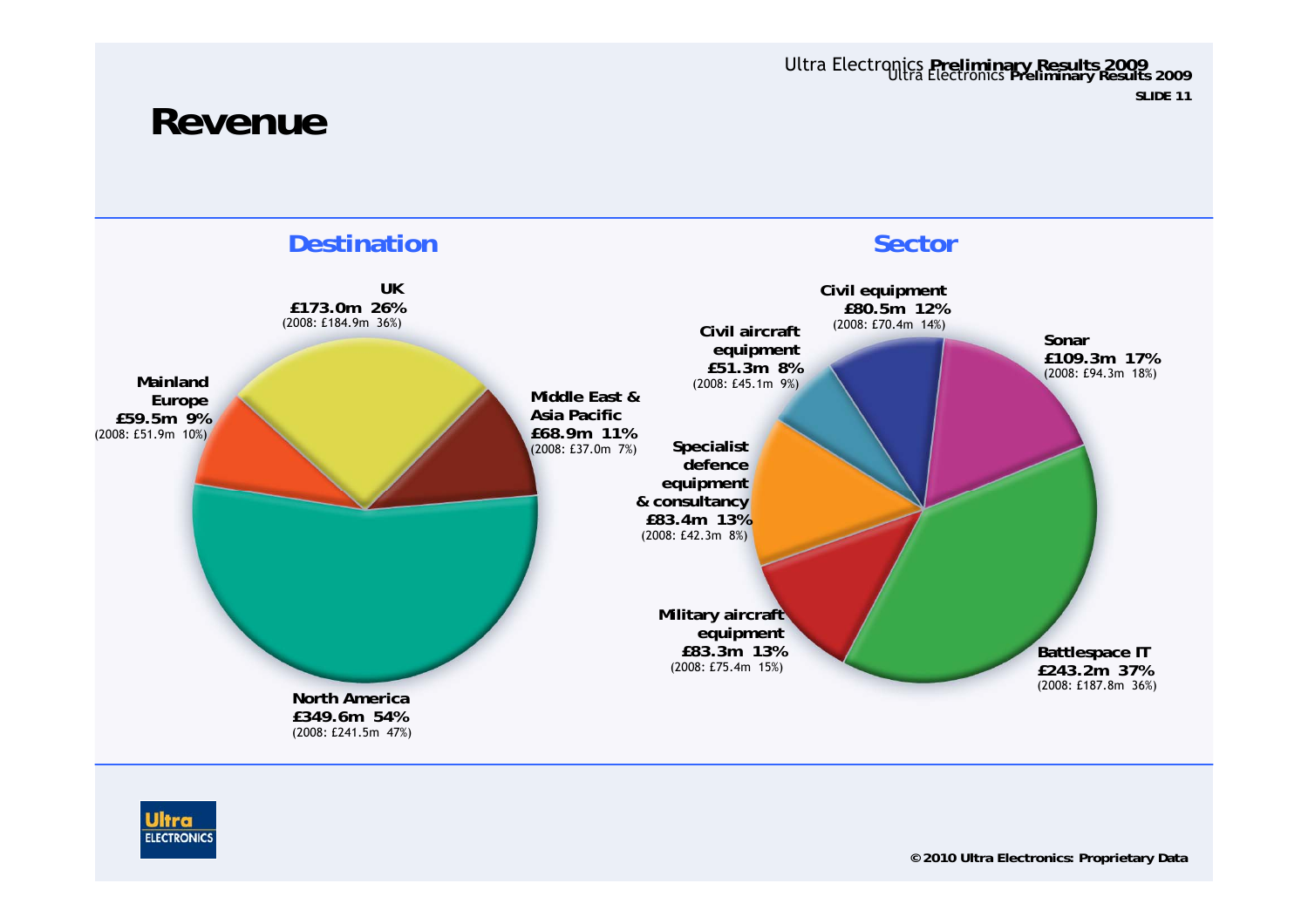# Revenue

## Destination

**UK**
**£173.0m 26%**
(2008: £184.9m 36%)

**Middle East & Asia Pacific**
**£68.9m 11%**
(2008: £37.0m 7%)

**North America**
**£349.6m 54%**
(2008: £241.5m 47%)

**Mainland Europe**
**£59.5m 9%**
(2008: £51.9m 10%)

## Sector

**Civil equipment**
**£80.5m 12%**
(2008: £70.4m 14%)

**Sonar**
**£109.3m 17%**
(2008: £94.3m 18%)

**Battlespace IT**
**£243.2m 37%**
(2008: £187.8m 36%)

**Military aircraft equipment**
**£83.3m 13%**
(2008: £75.4m 15%)

**Specialist defence equipment & consultancy**
**£83.4m 13%**
(2008: £42.3m 8%)

**Civil aircraft equipment**
**£51.3m 8%**
(2008: £45.1m 9%)

© 2010 Ultra Electronics: Proprietary Data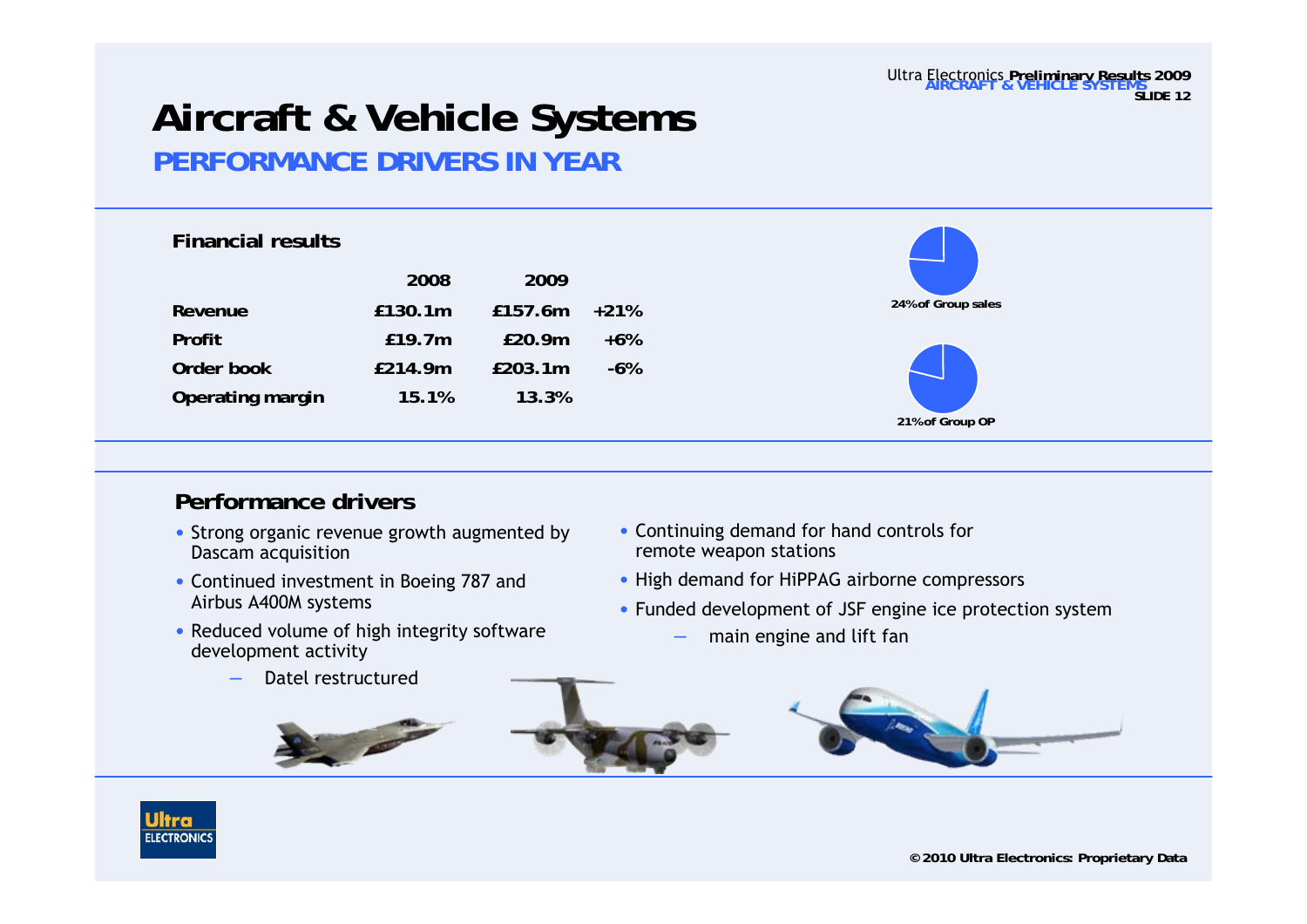# Aircraft & Vehicle Systems

## PERFORMANCE DRIVERS IN YEAR

### Financial results

| | 2008 | 2009 | |
|---|---|---|---|
| Revenue | £130.1m | £157.6m | +21% |
| Profit | £19.7m | £20.9m | +6% |
| Order book | £214.9m | £203.1m | -6% |
| Operating margin | 15.1% | 13.3% | |

24% of Group sales

21% of Group OP

### Performance drivers

- Strong organic revenue growth augmented by Dascam acquisition
- Continued investment in Boeing 787 and Airbus A400M systems
- Reduced volume of high integrity software development activity
  - Datel restructured
- Continuing demand for hand controls for remote weapon stations
- High demand for HiPPAG airborne compressors
- Funded development of JSF engine ice protection system
  - main engine and lift fan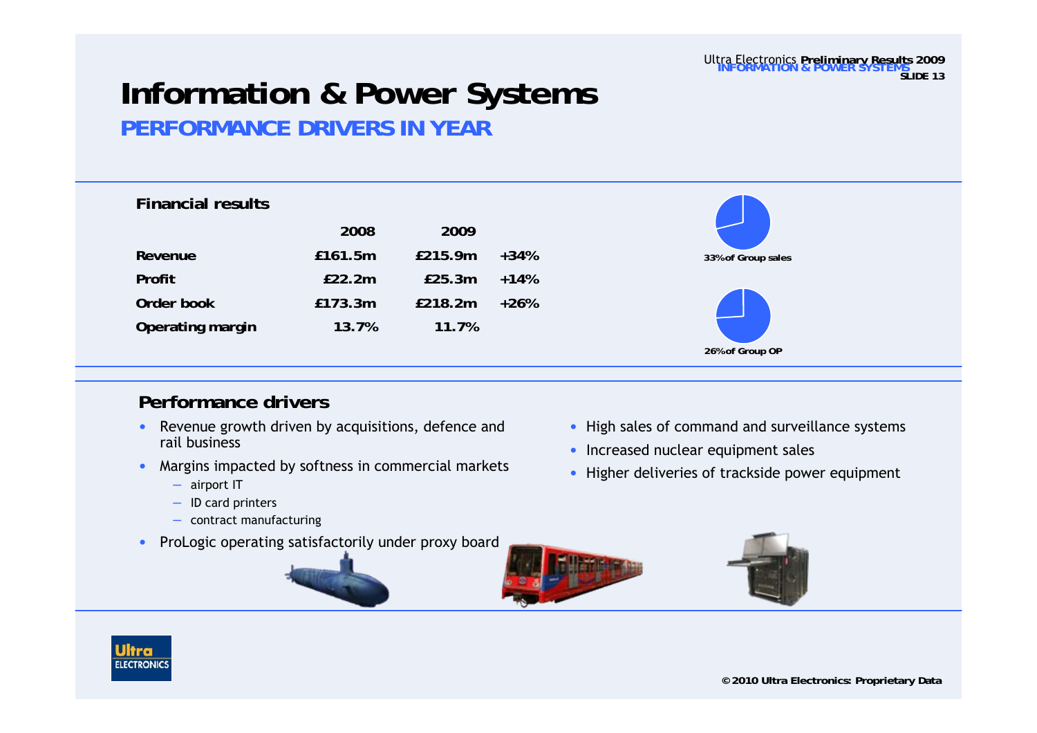# Information & Power Systems

## PERFORMANCE DRIVERS IN YEAR

### Financial results

| | 2008 | 2009 | |
|---|---|---|---|
| Revenue | £161.5m | £215.9m | +34% |
| Profit | £22.2m | £25.3m | +14% |
| Order book | £173.3m | £218.2m | +26% |
| Operating margin | 13.7% | 11.7% | |

33% of Group sales

26% of Group OP

### Performance drivers

- Revenue growth driven by acquisitions, defence and rail business
- Margins impacted by softness in commercial markets
  - airport IT
  - ID card printers
  - contract manufacturing
- ProLogic operating satisfactorily under proxy board
- High sales of command and surveillance systems
- Increased nuclear equipment sales
- Higher deliveries of trackside power equipment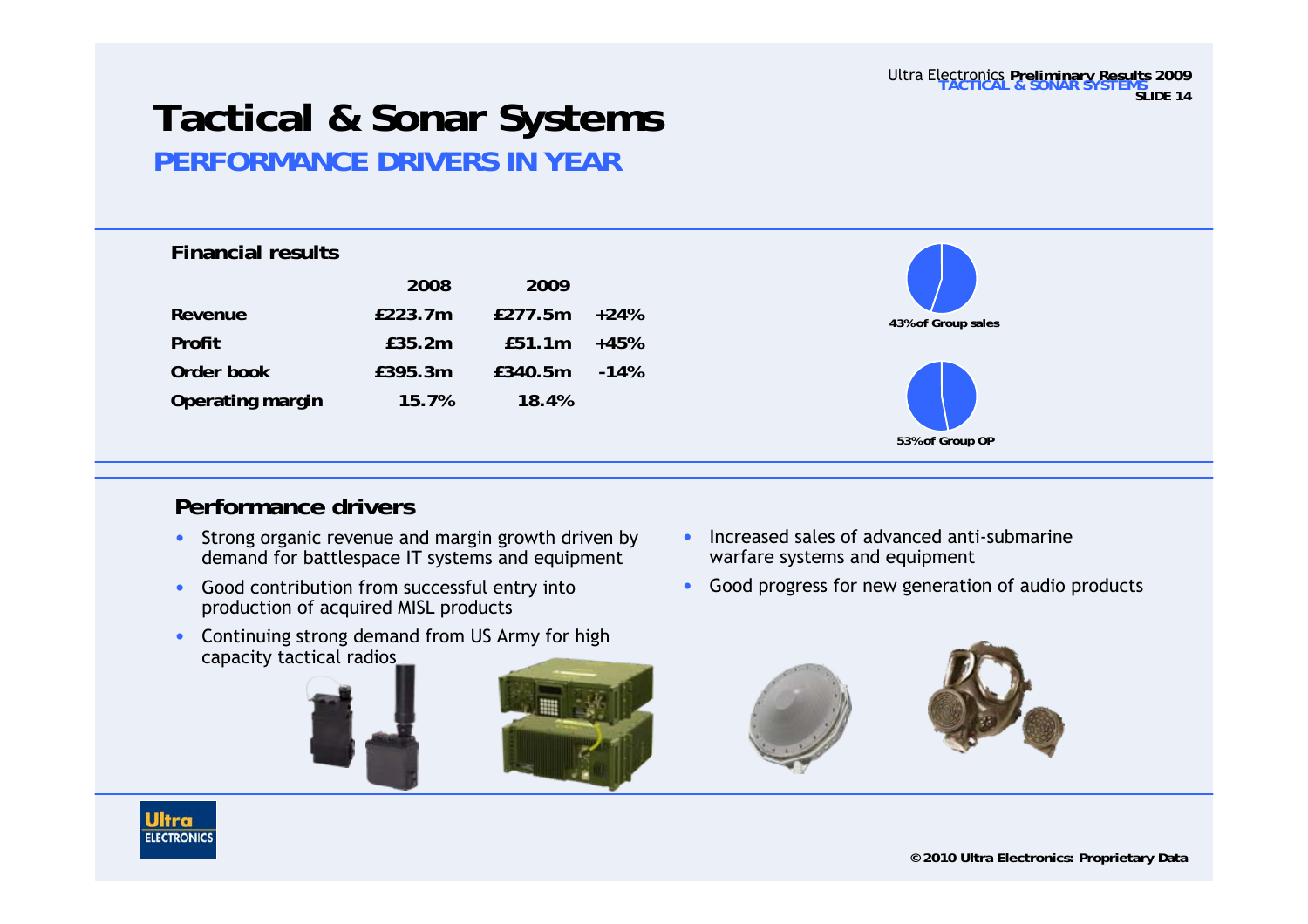# Tactical & Sonar Systems

## PERFORMANCE DRIVERS IN YEAR

### Financial results

| | 2008 | 2009 | |
|---|---|---|---|
| **Revenue** | £223.7m | £277.5m | +24% |
| **Profit** | £35.2m | £51.1m | +45% |
| **Order book** | £395.3m | £340.5m | -14% |
| **Operating margin** | 15.7% | 18.4% | |

43% of Group sales

53% of Group OP

### Performance drivers

- Strong organic revenue and margin growth driven by demand for battlespace IT systems and equipment
- Good contribution from successful entry into production of acquired MISL products
- Continuing strong demand from US Army for high capacity tactical radios
- Increased sales of advanced anti-submarine warfare systems and equipment
- Good progress for new generation of audio products

© 2010 Ultra Electronics: Proprietary Data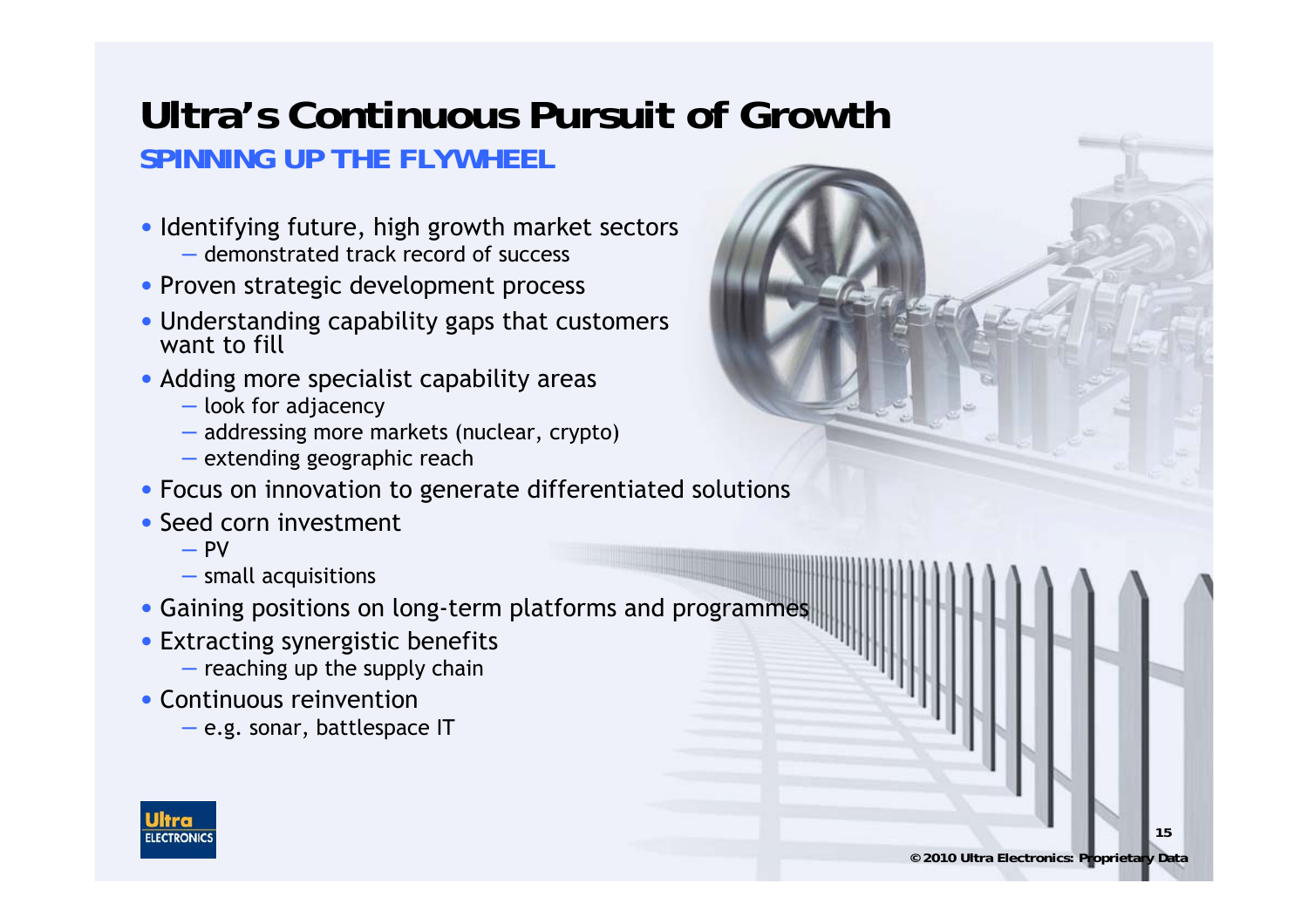# Ultra's Continuous Pursuit of Growth

## SPINNING UP THE FLYWHEEL

- Identifying future, high growth market sectors
  - demonstrated track record of success
- Proven strategic development process
- Understanding capability gaps that customers want to fill
- Adding more specialist capability areas
  - look for adjacency
  - addressing more markets (nuclear, crypto)
  - extending geographic reach
- Focus on innovation to generate differentiated solutions
- Seed corn investment
  - PV
  - small acquisitions
- Gaining positions on long-term platforms and programmes
- Extracting synergistic benefits
  - reaching up the supply chain
- Continuous reinvention
  - e.g. sonar, battlespace IT

© 2010 Ultra Electronics: Proprietary Data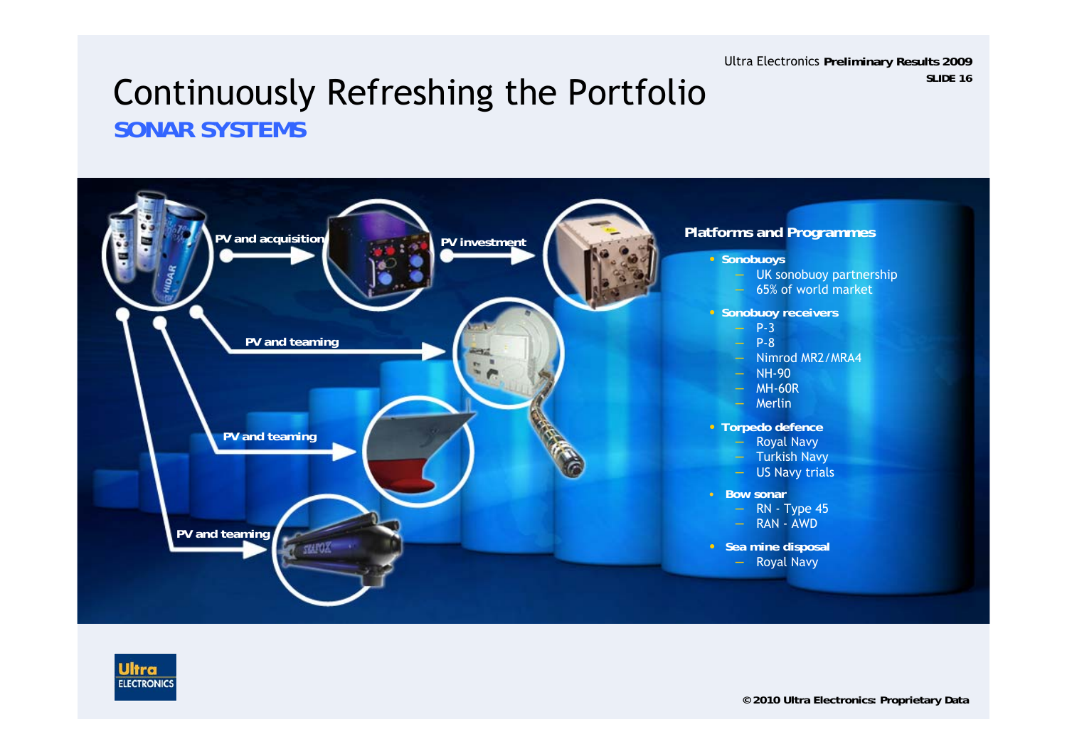# Continuously Refreshing the Portfolio

## SONAR SYSTEMS

PV and acquisition

PV investment

PV and teaming

PV and teaming

PV and teaming

### Platforms and Programmes

- **Sonobuoys**
  - UK sonobuoy partnership
  - 65% of world market
- **Sonobuoy receivers**
  - P-3
  - P-8
  - Nimrod MR2/MRA4
  - NH-90
  - MH-60R
  - Merlin
- **Torpedo defence**
  - Royal Navy
  - Turkish Navy
  - US Navy trials
- **Bow sonar**
  - RN - Type 45
  - RAN - AWD
- **Sea mine disposal**
  - Royal Navy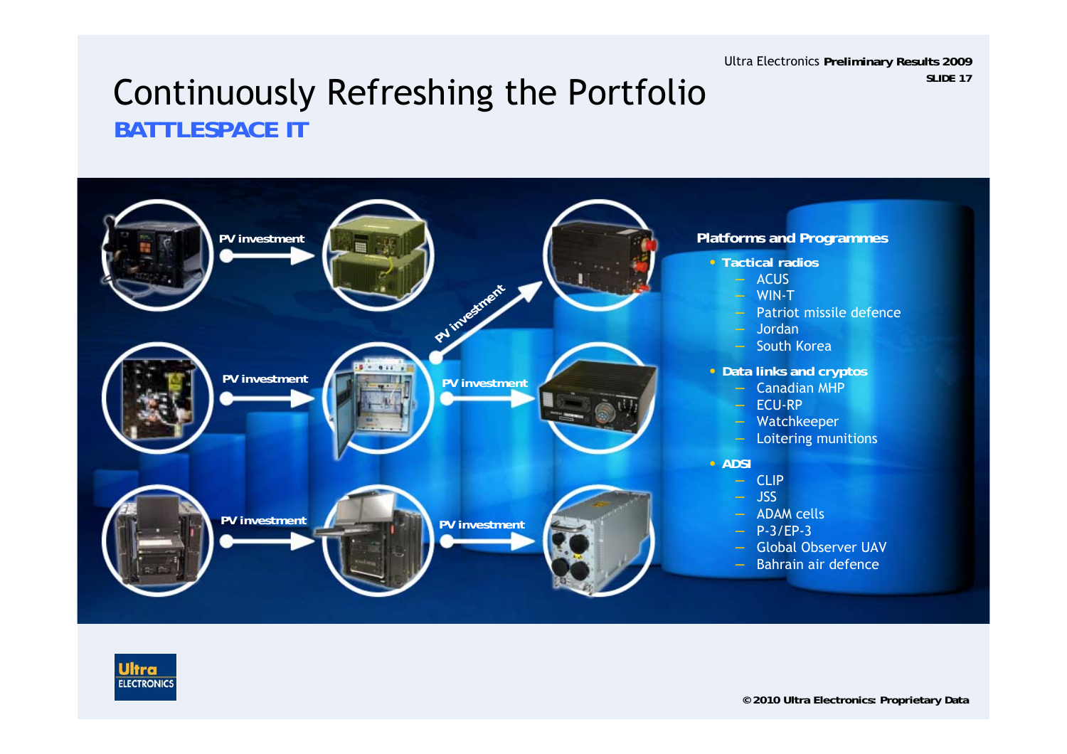# Continuously Refreshing the Portfolio

## BATTLESPACE IT

PV investment

PV investment

PV investment

PV investment

PV investment

PV investment

**Platforms and Programmes**

- **Tactical radios**
  - ACUS
  - WIN-T
  - Patriot missile defence
  - Jordan
  - South Korea
- **Data links and cryptos**
  - Canadian MHP
  - ECU-RP
  - Watchkeeper
  - Loitering munitions
- **ADSI**
  - CLIP
  - JSS
  - ADAM cells
  - P-3/EP-3
  - Global Observer UAV
  - Bahrain air defence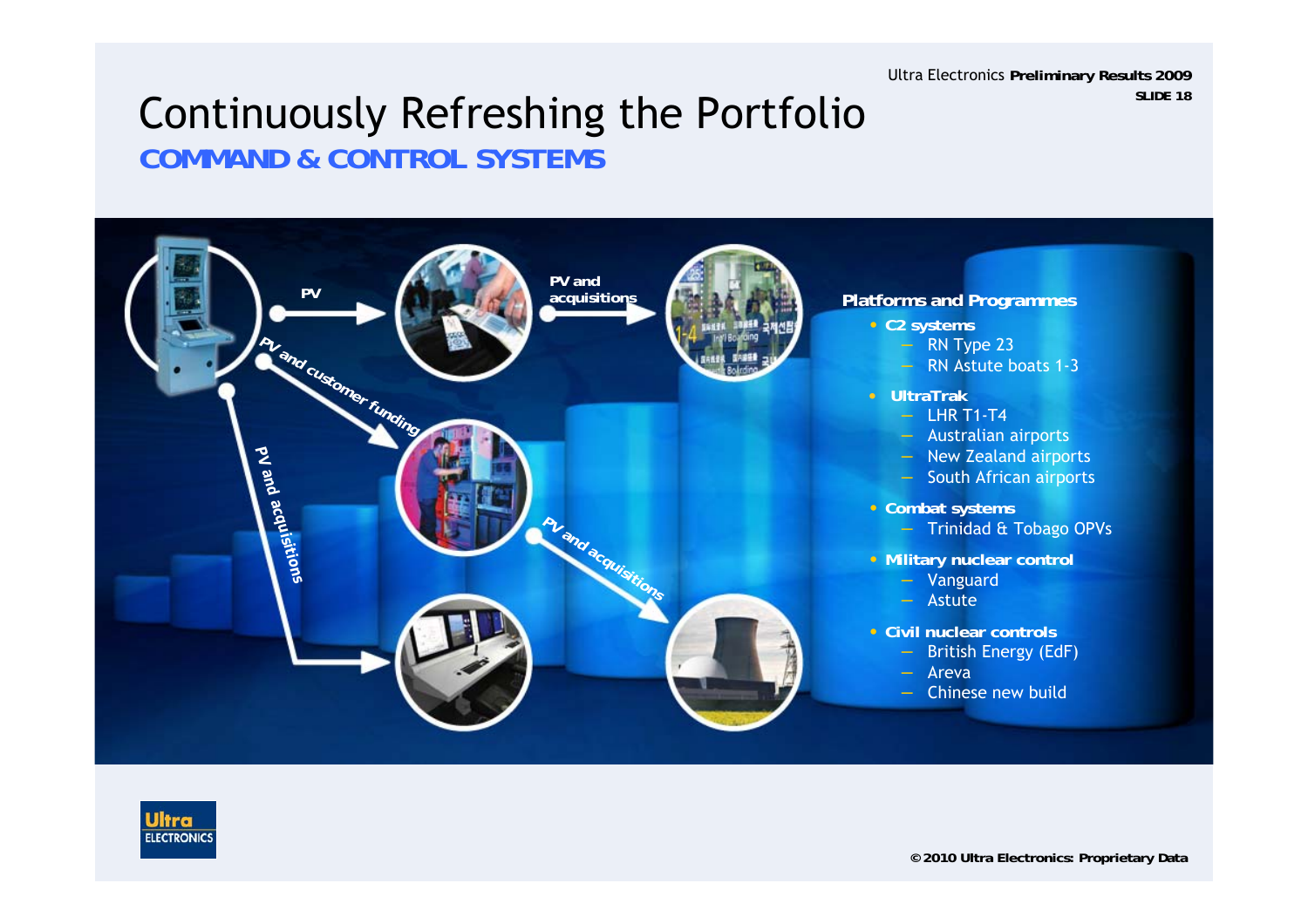# Continuously Refreshing the Portfolio

## COMMAND & CONTROL SYSTEMS

PV

PV and acquisitions

PV and customer funding

PV and acquisitions

PV and acquisitions

**Platforms and Programmes**

- **C2 systems**
  - RN Type 23
  - RN Astute boats 1-3
- **UltraTrak**
  - LHR T1-T4
  - Australian airports
  - New Zealand airports
  - South African airports
- **Combat systems**
  - Trinidad & Tobago OPVs
- **Military nuclear control**
  - Vanguard
  - Astute
- **Civil nuclear controls**
  - British Energy (EdF)
  - Areva
  - Chinese new build

© 2010 Ultra Electronics: Proprietary Data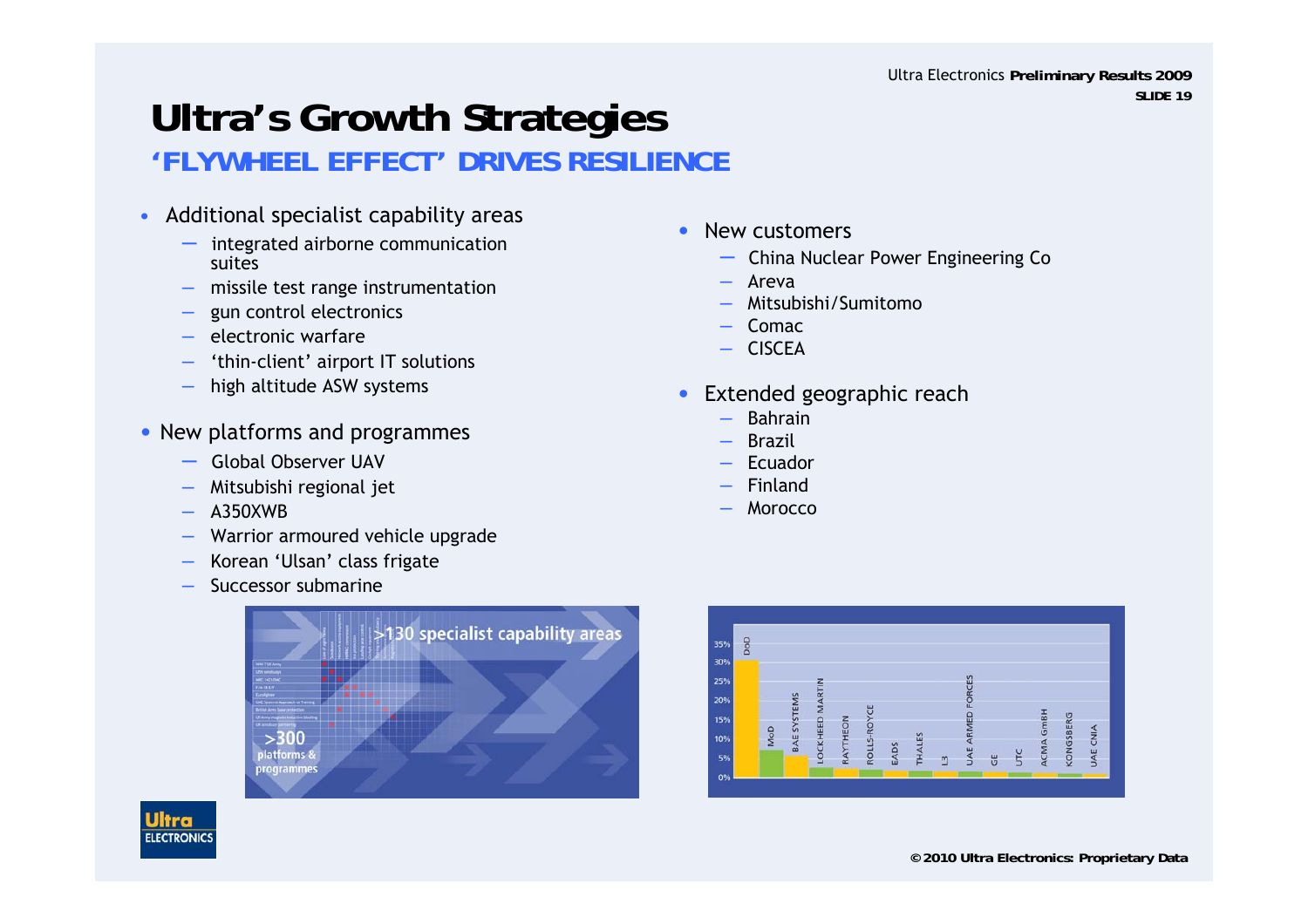# Ultra's Growth Strategies

## 'FLYWHEEL EFFECT' DRIVES RESILIENCE

- Additional specialist capability areas
  - integrated airborne communication suites
  - missile test range instrumentation
  - gun control electronics
  - electronic warfare
  - 'thin-client' airport IT solutions
  - high altitude ASW systems
- New platforms and programmes
  - Global Observer UAV
  - Mitsubishi regional jet
  - A350XWB
  - Warrior armoured vehicle upgrade
  - Korean 'Ulsan' class frigate
  - Successor submarine
- New customers
  - China Nuclear Power Engineering Co
  - Areva
  - Mitsubishi/Sumitomo
  - Comac
  - CISCEA
- Extended geographic reach
  - Bahrain
  - Brazil
  - Ecuador
  - Finland
  - Morocco

>130 specialist capability areas

>300 platforms & programmes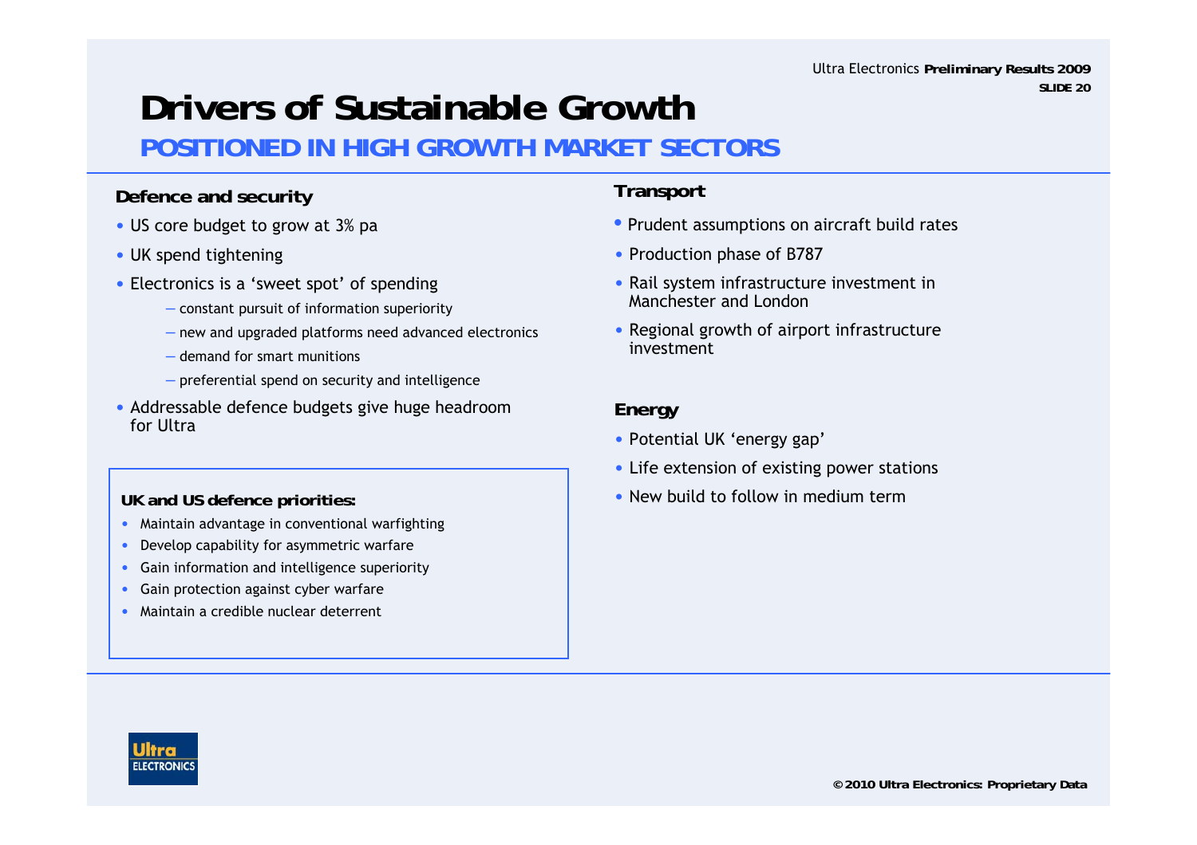# Drivers of Sustainable Growth

## POSITIONED IN HIGH GROWTH MARKET SECTORS

### Defence and security

- US core budget to grow at 3% pa
- UK spend tightening
- Electronics is a 'sweet spot' of spending
  - constant pursuit of information superiority
  - new and upgraded platforms need advanced electronics
  - demand for smart munitions
  - preferential spend on security and intelligence
- Addressable defence budgets give huge headroom for Ultra

**UK and US defence priorities:**

- Maintain advantage in conventional warfighting
- Develop capability for asymmetric warfare
- Gain information and intelligence superiority
- Gain protection against cyber warfare
- Maintain a credible nuclear deterrent

### Transport

- Prudent assumptions on aircraft build rates
- Production phase of B787
- Rail system infrastructure investment in Manchester and London
- Regional growth of airport infrastructure investment

### Energy

- Potential UK 'energy gap'
- Life extension of existing power stations
- New build to follow in medium term

© 2010 Ultra Electronics: Proprietary Data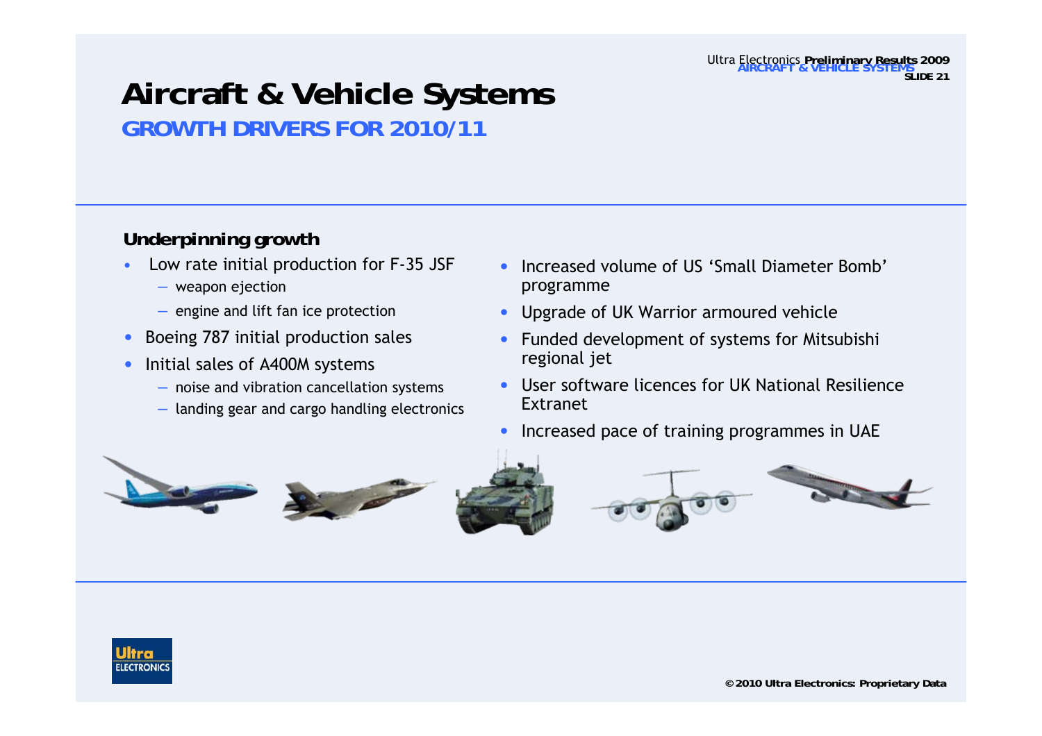# Aircraft & Vehicle Systems

## GROWTH DRIVERS FOR 2010/11

**Underpinning growth**

- Low rate initial production for F-35 JSF
  - weapon ejection
  - engine and lift fan ice protection
- Boeing 787 initial production sales
- Initial sales of A400M systems
  - noise and vibration cancellation systems
  - landing gear and cargo handling electronics
- Increased volume of US 'Small Diameter Bomb' programme
- Upgrade of UK Warrior armoured vehicle
- Funded development of systems for Mitsubishi regional jet
- User software licences for UK National Resilience Extranet
- Increased pace of training programmes in UAE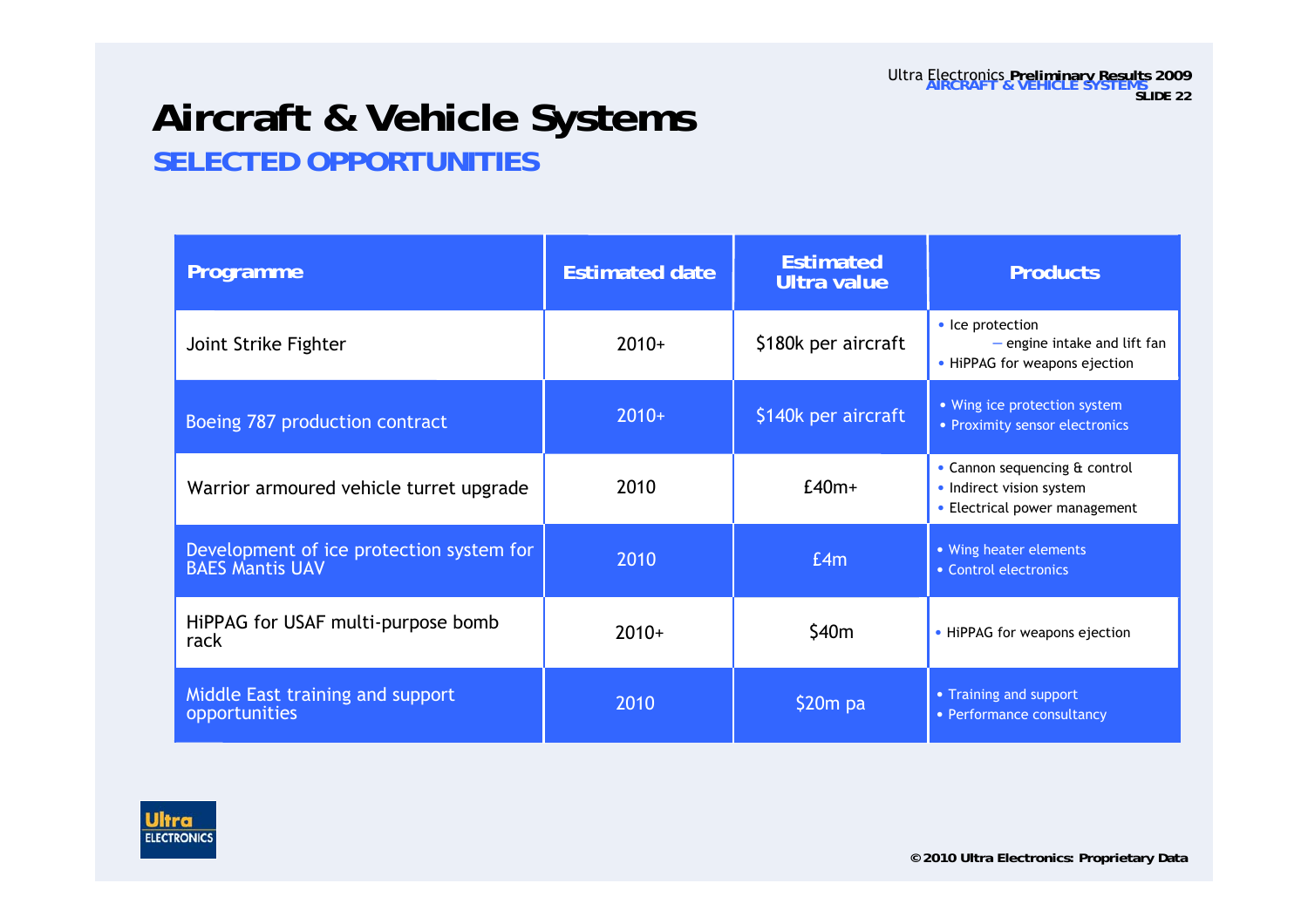# Aircraft & Vehicle Systems

## SELECTED OPPORTUNITIES

| Programme | Estimated date | Estimated Ultra value | Products |
|---|---|---|---|
| Joint Strike Fighter | 2010+ | \$180k per aircraft | • Ice protection<br>– engine intake and lift fan<br>• HiPPAG for weapons ejection |
| Boeing 787 production contract | 2010+ | \$140k per aircraft | • Wing ice protection system<br>• Proximity sensor electronics |
| Warrior armoured vehicle turret upgrade | 2010 | £40m+ | • Cannon sequencing & control<br>• Indirect vision system<br>• Electrical power management |
| Development of ice protection system for BAES Mantis UAV | 2010 | £4m | • Wing heater elements<br>• Control electronics |
| HiPPAG for USAF multi-purpose bomb rack | 2010+ | \$40m | • HiPPAG for weapons ejection |
| Middle East training and support opportunities | 2010 | \$20m pa | • Training and support<br>• Performance consultancy |

© 2010 Ultra Electronics: Proprietary Data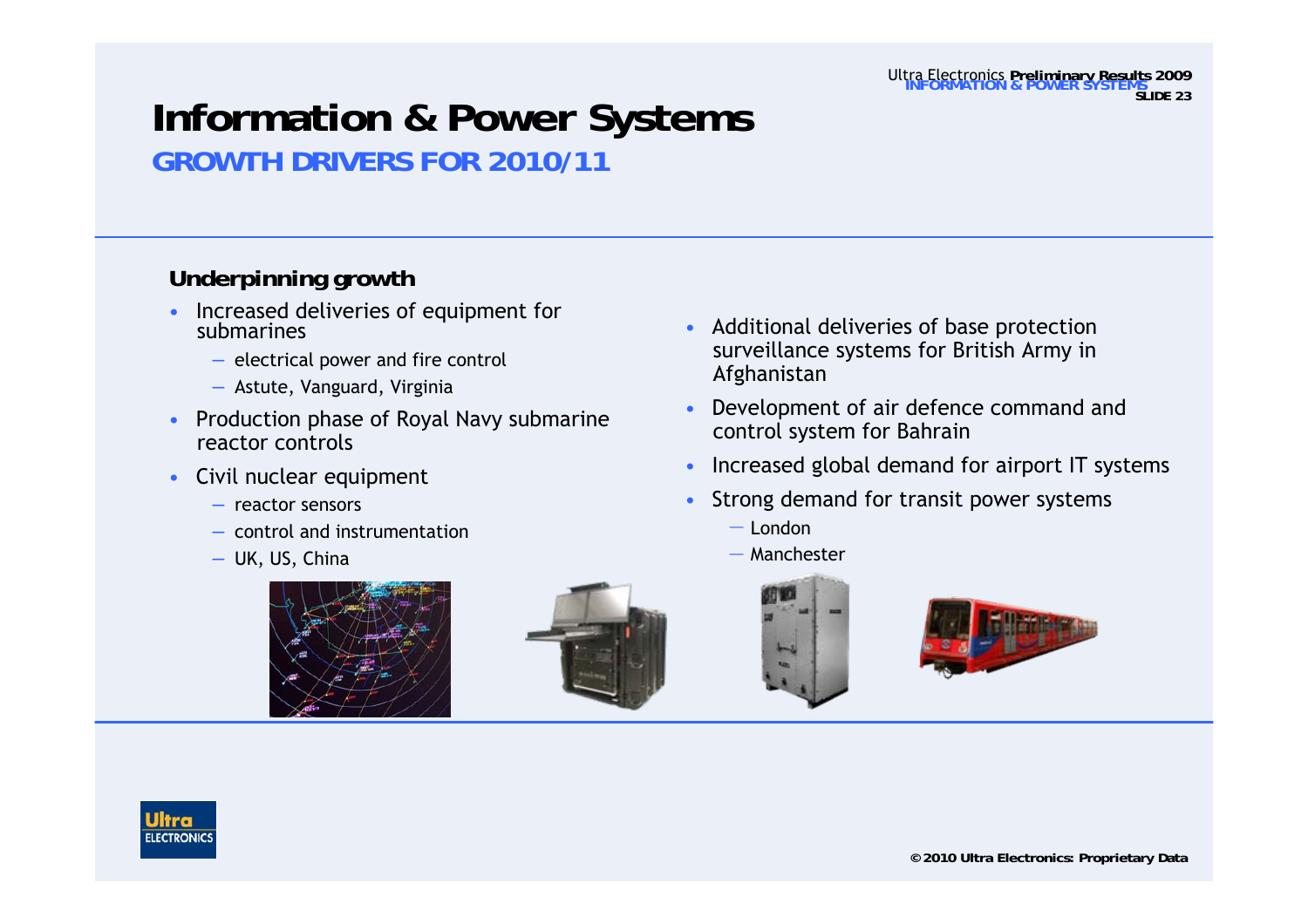# Information & Power Systems

## GROWTH DRIVERS FOR 2010/11

### Underpinning growth

- Increased deliveries of equipment for submarines
  - electrical power and fire control
  - Astute, Vanguard, Virginia
- Production phase of Royal Navy submarine reactor controls
- Civil nuclear equipment
  - reactor sensors
  - control and instrumentation
  - UK, US, China
- Additional deliveries of base protection surveillance systems for British Army in Afghanistan
- Development of air defence command and control system for Bahrain
- Increased global demand for airport IT systems
- Strong demand for transit power systems
  - London
  - Manchester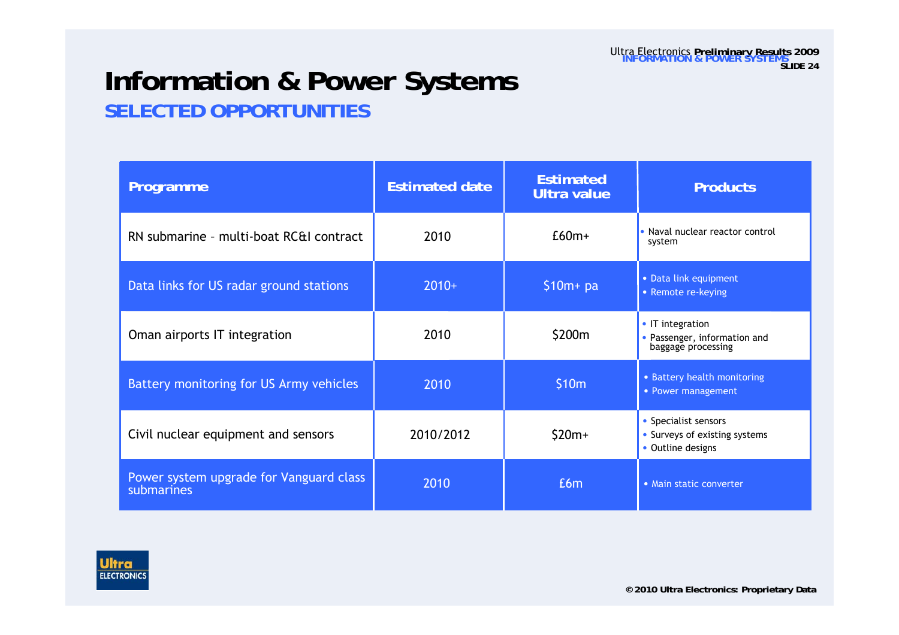# Information & Power Systems

## SELECTED OPPORTUNITIES

| Programme | Estimated date | Estimated Ultra value | Products |
|---|---|---|---|
| RN submarine – multi-boat RC&I contract | 2010 | £60m+ | • Naval nuclear reactor control system |
| Data links for US radar ground stations | 2010+ | $10m+ pa | • Data link equipment<br>• Remote re-keying |
| Oman airports IT integration | 2010 | $200m | • IT integration<br>• Passenger, information and baggage processing |
| Battery monitoring for US Army vehicles | 2010 | $10m | • Battery health monitoring<br>• Power management |
| Civil nuclear equipment and sensors | 2010/2012 | $20m+ | • Specialist sensors<br>• Surveys of existing systems<br>• Outline designs |
| Power system upgrade for Vanguard class submarines | 2010 | £6m | • Main static converter |

© 2010 Ultra Electronics: Proprietary Data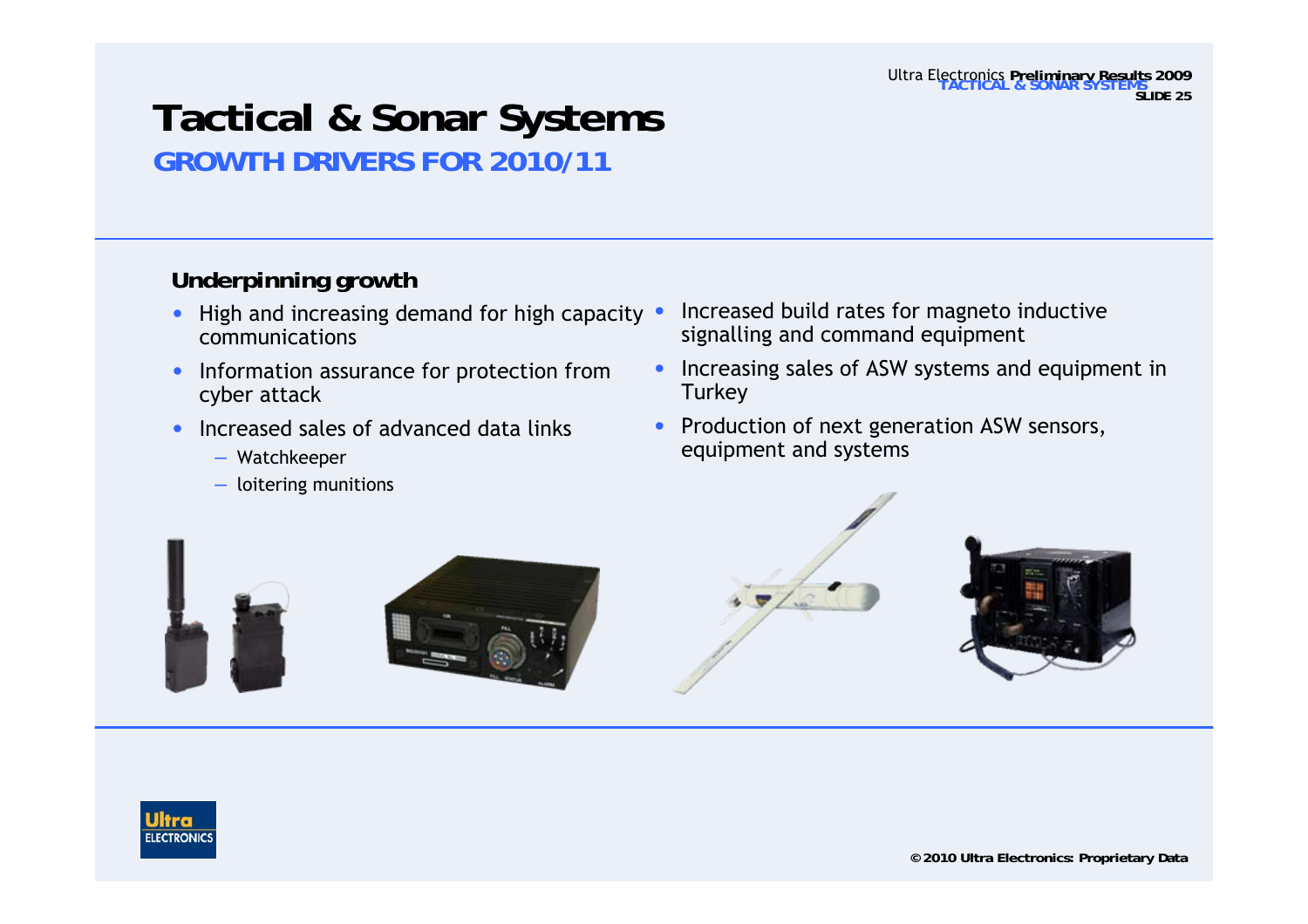# Tactical & Sonar Systems

## GROWTH DRIVERS FOR 2010/11

**Underpinning growth**

- High and increasing demand for high capacity communications
- Information assurance for protection from cyber attack
- Increased sales of advanced data links
  - Watchkeeper
  - loitering munitions
- Increased build rates for magneto inductive signalling and command equipment
- Increasing sales of ASW systems and equipment in Turkey
- Production of next generation ASW sensors, equipment and systems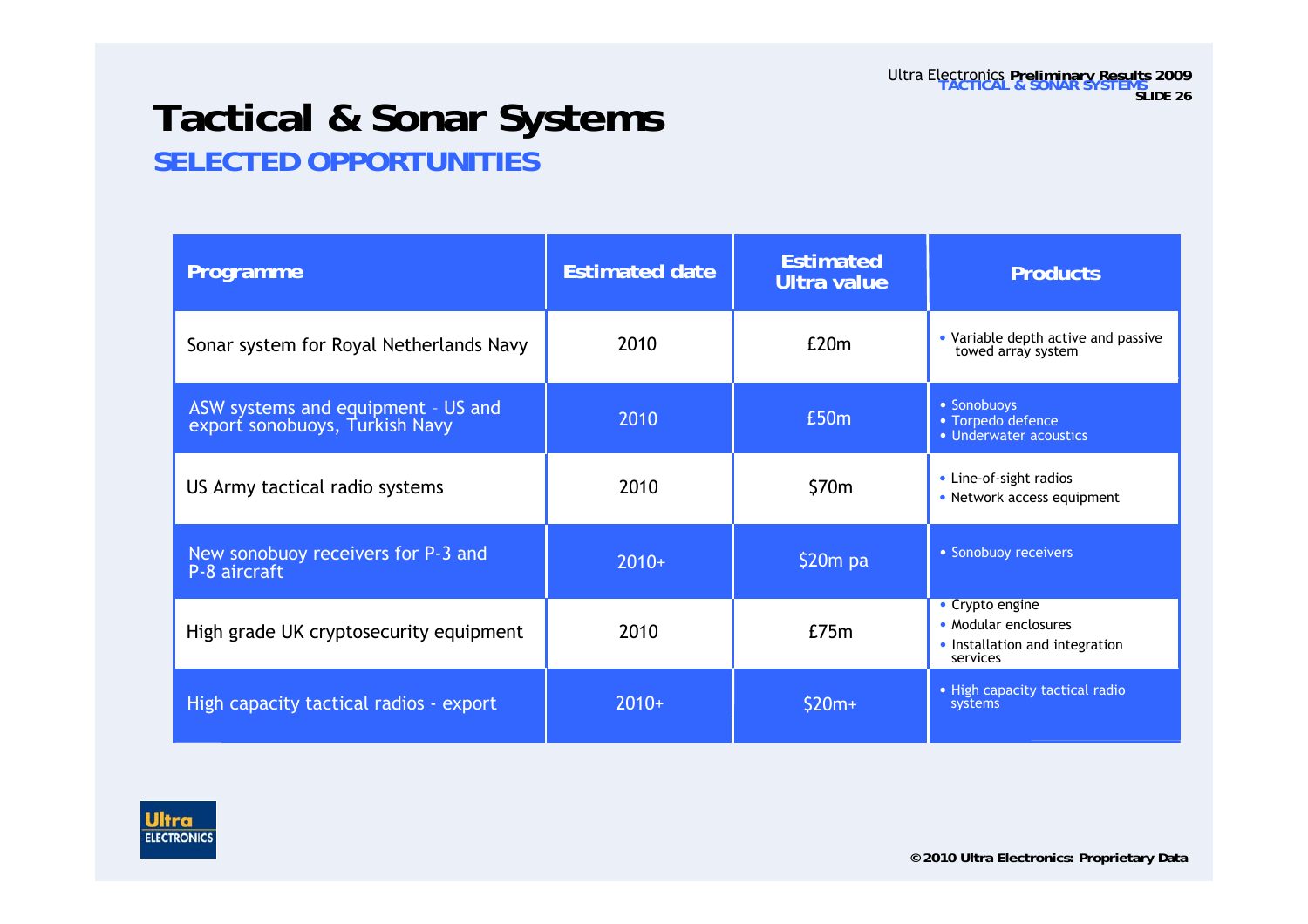# Tactical & Sonar Systems

## SELECTED OPPORTUNITIES

| Programme | Estimated date | Estimated Ultra value | Products |
|---|---|---|---|
| Sonar system for Royal Netherlands Navy | 2010 | £20m | • Variable depth active and passive towed array system |
| ASW systems and equipment – US and export sonobuoys, Turkish Navy | 2010 | £50m | • Sonobuoys<br>• Torpedo defence<br>• Underwater acoustics |
| US Army tactical radio systems | 2010 | $70m | • Line-of-sight radios<br>• Network access equipment |
| New sonobuoy receivers for P-3 and P-8 aircraft | 2010+ | $20m pa | • Sonobuoy receivers |
| High grade UK cryptosecurity equipment | 2010 | £75m | • Crypto engine<br>• Modular enclosures<br>• Installation and integration services |
| High capacity tactical radios - export | 2010+ | $20m+ | • High capacity tactical radio systems |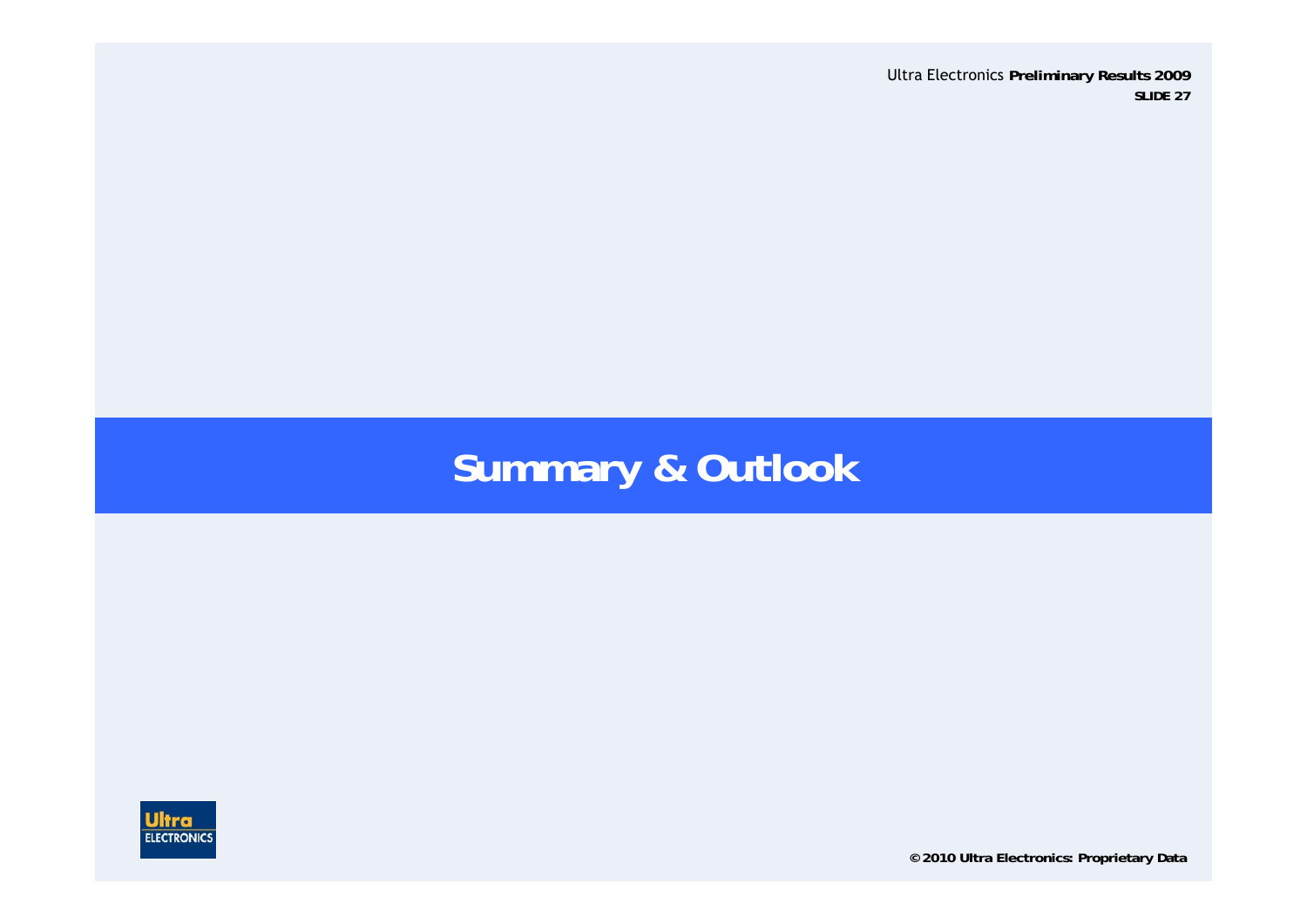# Summary & Outlook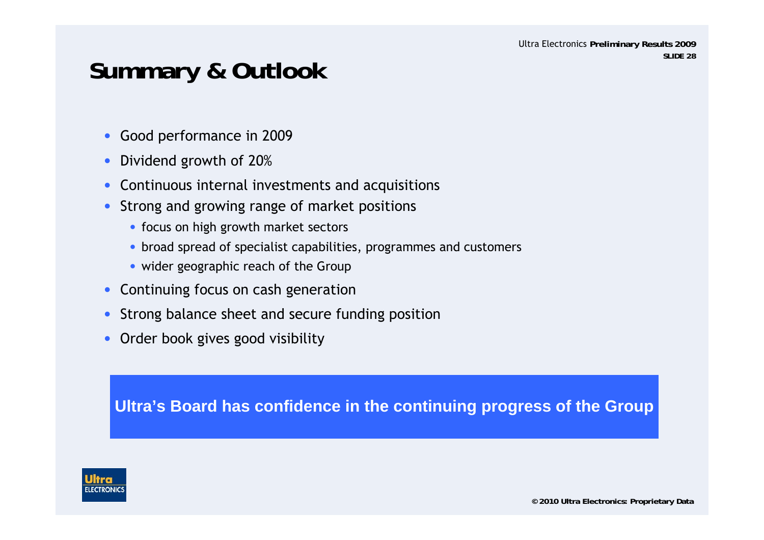# Summary & Outlook

- Good performance in 2009
- Dividend growth of 20%
- Continuous internal investments and acquisitions
- Strong and growing range of market positions
  - focus on high growth market sectors
  - broad spread of specialist capabilities, programmes and customers
  - wider geographic reach of the Group
- Continuing focus on cash generation
- Strong balance sheet and secure funding position
- Order book gives good visibility

**Ultra's Board has confidence in the continuing progress of the Group**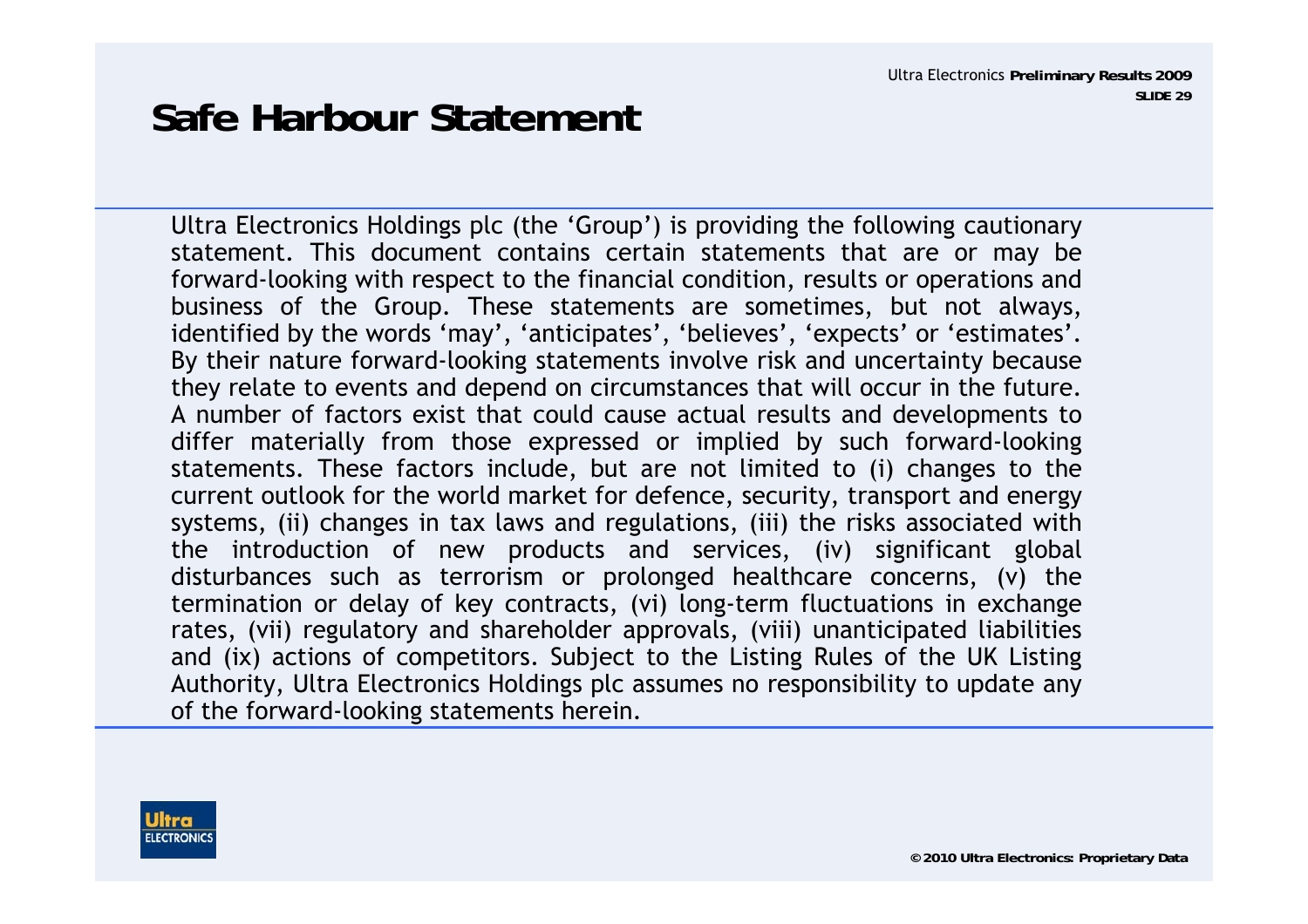# Safe Harbour Statement

Ultra Electronics Holdings plc (the 'Group') is providing the following cautionary statement. This document contains certain statements that are or may be forward-looking with respect to the financial condition, results or operations and business of the Group. These statements are sometimes, but not always, identified by the words 'may', 'anticipates', 'believes', 'expects' or 'estimates'. By their nature forward-looking statements involve risk and uncertainty because they relate to events and depend on circumstances that will occur in the future. A number of factors exist that could cause actual results and developments to differ materially from those expressed or implied by such forward-looking statements. These factors include, but are not limited to (i) changes to the current outlook for the world market for defence, security, transport and energy systems, (ii) changes in tax laws and regulations, (iii) the risks associated with the introduction of new products and services, (iv) significant global disturbances such as terrorism or prolonged healthcare concerns, (v) the termination or delay of key contracts, (vi) long-term fluctuations in exchange rates, (vii) regulatory and shareholder approvals, (viii) unanticipated liabilities and (ix) actions of competitors. Subject to the Listing Rules of the UK Listing Authority, Ultra Electronics Holdings plc assumes no responsibility to update any of the forward-looking statements herein.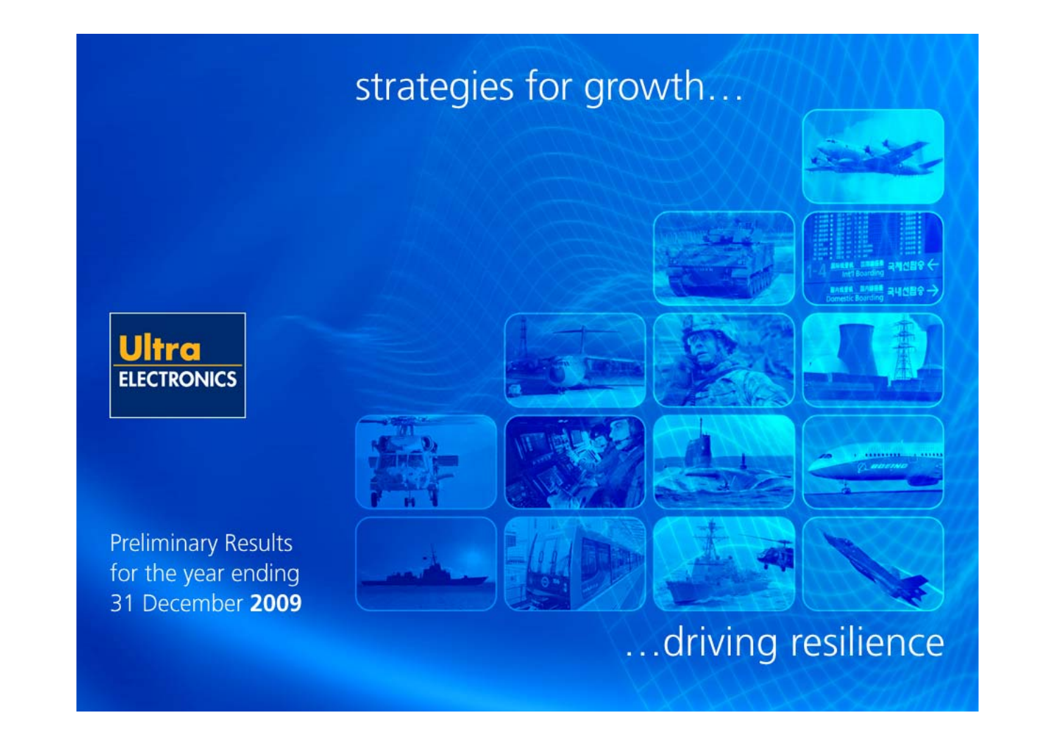strategies for growth…

**Ultra**
**ELECTRONICS**

Preliminary Results
for the year ending
31 December **2009**

…driving resilience